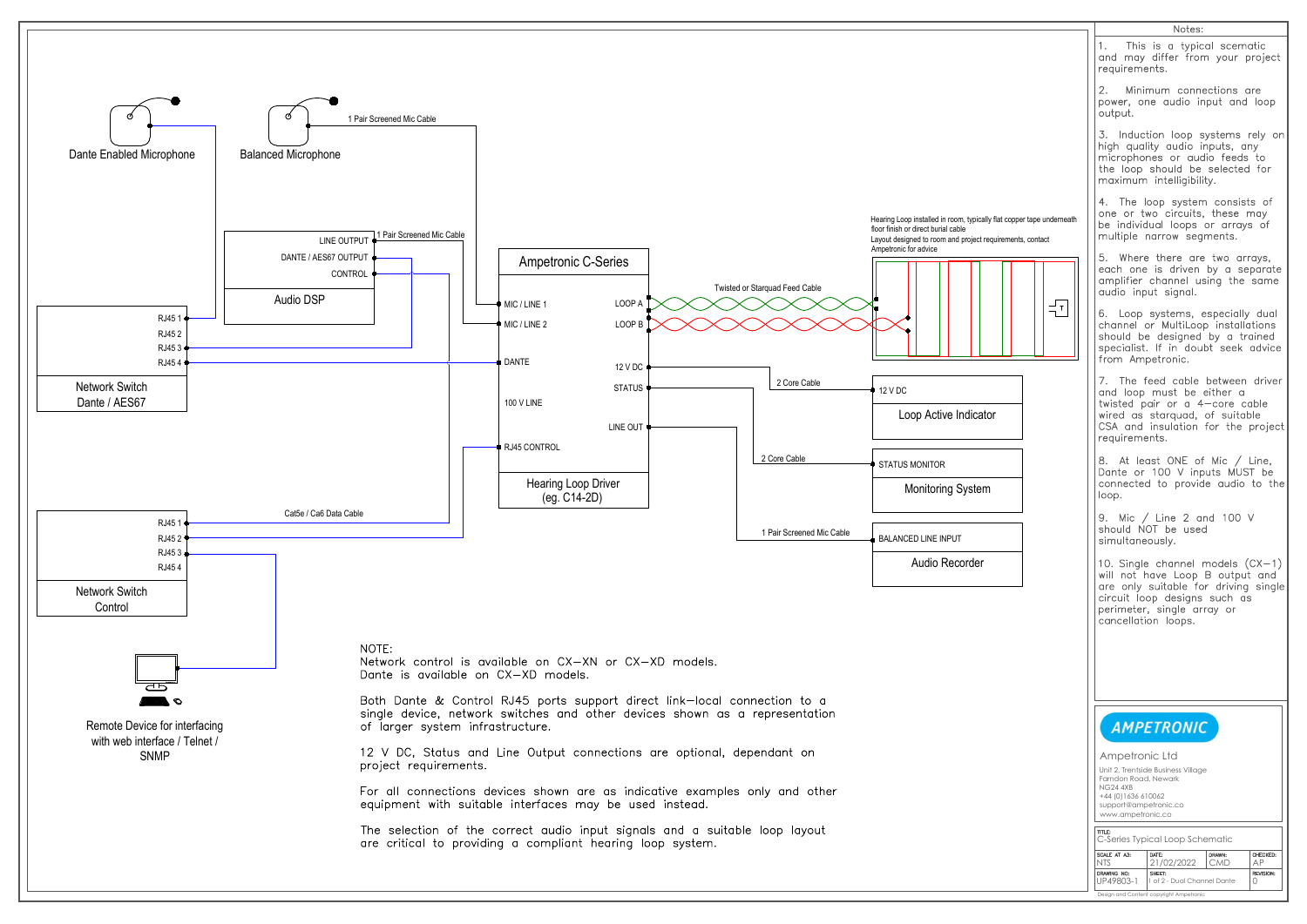# C-Series Typical Loop Schematic

Dante Enabled Microphone

Balanced Microphone

1 Pair Screened Mic Cable

Audio DSP
- LINE OUTPUT
- DANTE / AES67 OUTPUT
- CONTROL

1 Pair Screened Mic Cable

Network Switch Dante / AES67
- RJ45 1
- RJ45 2
- RJ45 3
- RJ45 4

Ampetronic C-Series
- MIC / LINE 1
- MIC / LINE 2
- DANTE
- 100 V LINE
- RJ45 CONTROL
- LOOP A
- LOOP B
- 12 V DC
- STATUS
- LINE OUT

Hearing Loop Driver (eg. C14-2D)

Twisted or Starquad Feed Cable

Hearing Loop installed in room, typically flat copper tape underneath floor finish or direct burial cable
Layout designed to room and project requirements, contact Ampetronic for advice

2 Core Cable

12 V DC — Loop Active Indicator

2 Core Cable

STATUS MONITOR — Monitoring System

1 Pair Screened Mic Cable

BALANCED LINE INPUT — Audio Recorder

Cat5e / Ca6 Data Cable

Network Switch Control
- RJ45 1
- RJ45 2
- RJ45 3
- RJ45 4

Remote Device for interfacing with web interface / Telnet / SNMP

NOTE:
Network control is available on CX–XN or CX–XD models.
Dante is available on CX–XD models.

Both Dante & Control RJ45 ports support direct link–local connection to a single device, network switches and other devices shown as a representation of larger system infrastructure.

12 V DC, Status and Line Output connections are optional, dependant on project requirements.

For all connections devices shown are as indicative examples only and other equipment with suitable interfaces may be used instead.

The selection of the correct audio input signals and a suitable loop layout are critical to providing a compliant hearing loop system.

## Notes:

1. This is a typical scematic and may differ from your project requirements.
2. Minimum connections are power, one audio input and loop output.
3. Induction loop systems rely on high quality audio inputs, any microphones or audio feeds to the loop should be selected for maximum intelligibility.
4. The loop system consists of one or two circuits, these may be individual loops or arrays of multiple narrow segments.
5. Where there are two arrays, each one is driven by a separate amplifier channel using the same audio input signal.
6. Loop systems, especially dual channel or MultiLoop installations should be designed by a trained specialist. If in doubt seek advice from Ampetronic.
7. The feed cable between driver and loop must be either a twisted pair or a 4–core cable wired as starquad, of suitable CSA and insulation for the project requirements.
8. At least ONE of Mic / Line, Dante or 100 V inputs MUST be connected to provide audio to the loop.
9. Mic / Line 2 and 100 V should NOT be used simultaneously.
10. Single channel models (CX–1) will not have Loop B output and are only suitable for driving single circuit loop designs such as perimeter, single array or cancellation loops.

AMPETRONIC

Ampetronic Ltd
Unit 2, Trentside Business Village
Farndon Road, Newark
NG24 4XB
+44 (0)1636 610062
support@ampetronic.co
www.ampetronic.co

| TITLE: C-Series Typical Loop Schematic | | | |
|---|---|---|---|
| SCALE AT A3: NTS | DATE: 21/02/2022 | DRAWN: CMD | CHECKED: AP |
| DRAWING NO: UP49803-1 | SHEET: 1 of 2 - Dual Channel Dante | | REVISION: 0 |

Design and Content copyright Ampetronic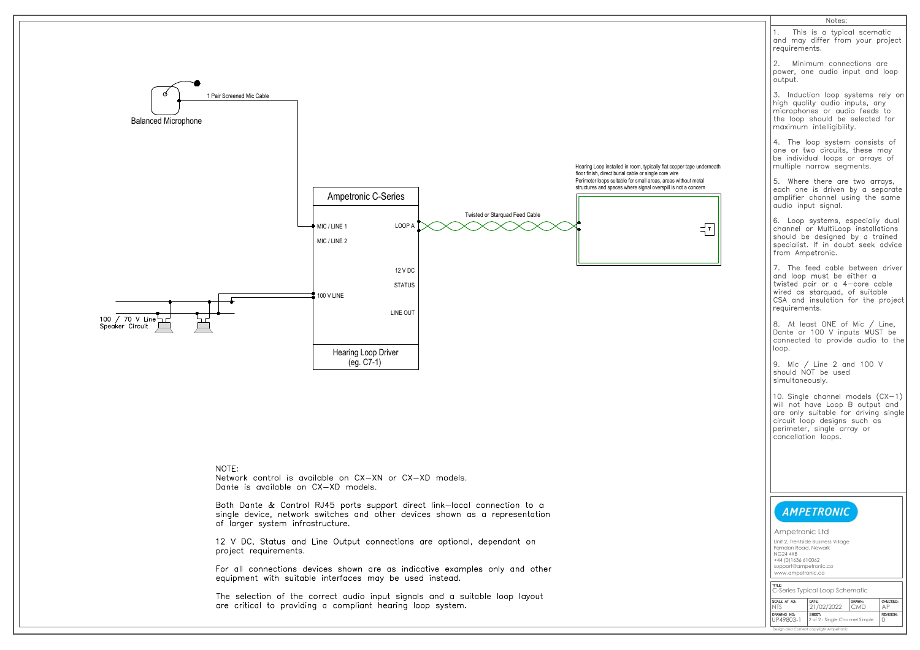Balanced Microphone

1 Pair Screened Mic Cable

Ampetronic C-Series

MIC / LINE 1

MIC / LINE 2

LOOP A

12 V DC

STATUS

100 V LINE

LINE OUT

Hearing Loop Driver
(eg. C7-1)

Twisted or Starquad Feed Cable

Hearing Loop installed in room, typically flat copper tape underneath floor finish, direct burial cable or single core wire
Perimeter loops suitable for small areas, areas without metal structures and spaces where signal overspill is not a concern

100 / 70 V Line
Speaker Circuit

NOTE:
Network control is available on CX–XN or CX–XD models.
Dante is available on CX–XD models.

Both Dante & Control RJ45 ports support direct link–local connection to a single device, network switches and other devices shown as a representation of larger system infrastructure.

12 V DC, Status and Line Output connections are optional, dependant on project requirements.

For all connections devices shown are as indicative examples only and other equipment with suitable interfaces may be used instead.

The selection of the correct audio input signals and a suitable loop layout are critical to providing a compliant hearing loop system.

## Notes:

1. This is a typical scematic and may differ from your project requirements.

2. Minimum connections are power, one audio input and loop output.

3. Induction loop systems rely on high quality audio inputs, any microphones or audio feeds to the loop should be selected for maximum intelligibility.

4. The loop system consists of one or two circuits, these may be individual loops or arrays of multiple narrow segments.

5. Where there are two arrays, each one is driven by a separate amplifier channel using the same audio input signal.

6. Loop systems, especially dual channel or MultiLoop installations should be designed by a trained specialist. If in doubt seek advice from Ampetronic.

7. The feed cable between driver and loop must be either a twisted pair or a 4–core cable wired as starquad, of suitable CSA and insulation for the project requirements.

8. At least ONE of Mic / Line, Dante or 100 V inputs MUST be connected to provide audio to the loop.

9. Mic / Line 2 and 100 V should NOT be used simultaneously.

10. Single channel models (CX–1) will not have Loop B output and are only suitable for driving single circuit loop designs such as perimeter, single array or cancellation loops.

AMPETRONIC

Ampetronic Ltd
Unit 2, Trentside Business Village
Farndon Road, Newark
NG24 4XB
+44 (0)1636 610062
support@ampetronic.co
www.ampetronic.co

TITLE:
C-Series Typical Loop Schematic

| SCALE AT A3: | DATE: | DRAWN: | CHECKED: |
|---|---|---|---|
| NTS | 21/02/2022 | CMD | AP |
| DRAWING NO: | SHEET: | | REVISION: |
| UP49803-1 | 2 of 2 - Single Channel Simple | | 0 |

Design and Content copyright Ampetronic